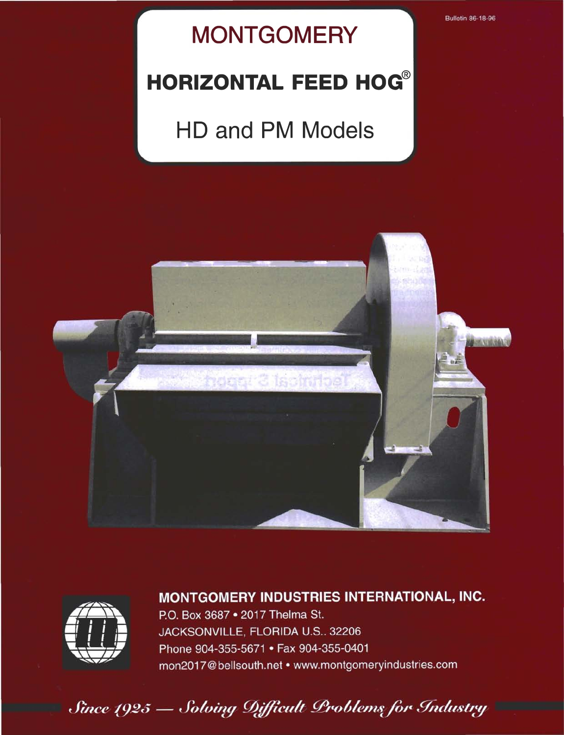Bulletin 86-18-96

# MONTGOMERY

# HORIZONTAL FEED HOG®

## HD and PM Models

**MONTGOMERY INDUSTRIES INTERNATIONAL, INC.**

P.O. Box 3687 • 2017 Thelma St.
JACKSONVILLE, FLORIDA U.S.. 32206
Phone 904-355-5671 • Fax 904-355-0401
mon2017@bellsouth.net • www.montgomeryindustries.com

*Since 1925 — Solving Difficult Problems for Industry*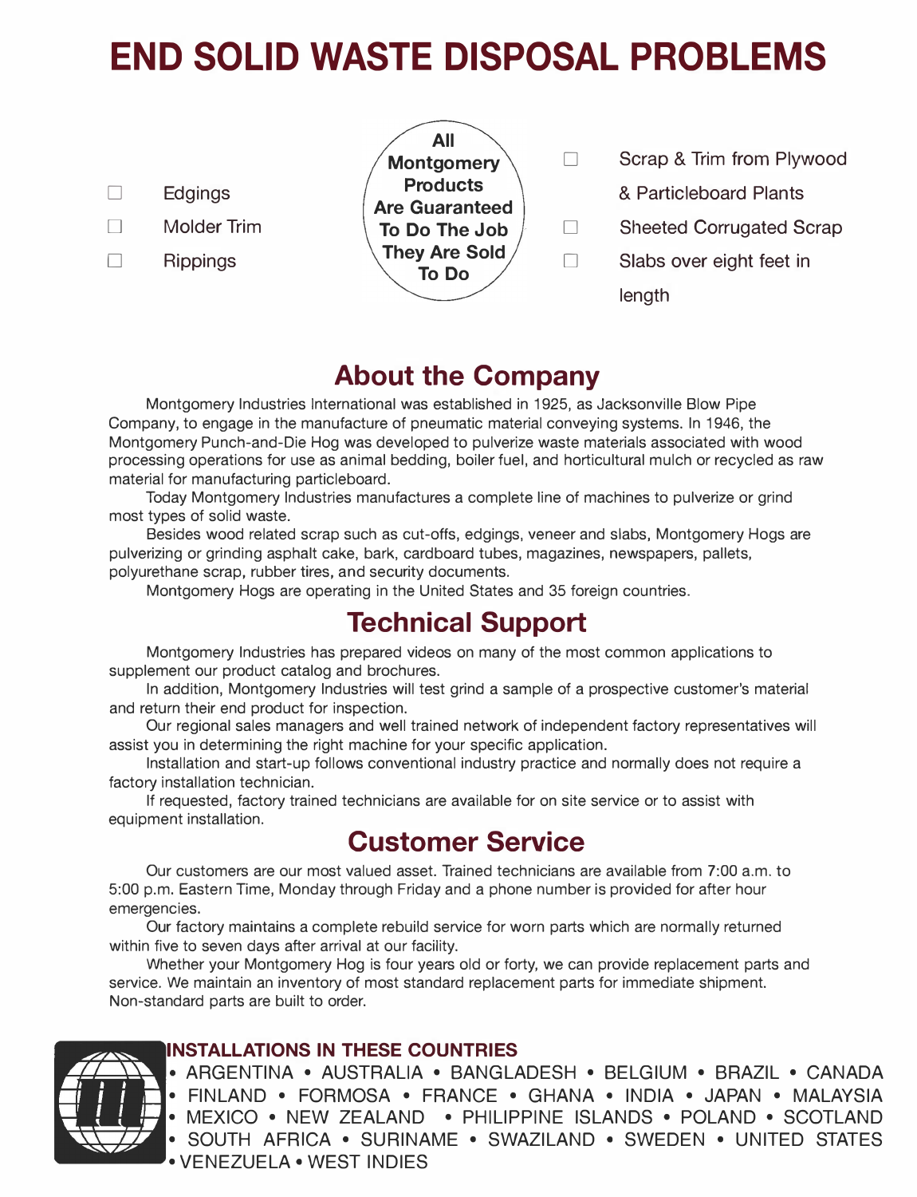# END SOLID WASTE DISPOSAL PROBLEMS

- ☐ Edgings
- ☐ Molder Trim
- ☐ Rippings

**All Montgomery Products Are Guaranteed To Do The Job They Are Sold To Do**

- ☐ Scrap & Trim from Plywood & Particleboard Plants
- ☐ Sheeted Corrugated Scrap
- ☐ Slabs over eight feet in length

## About the Company

Montgomery Industries International was established in 1925, as Jacksonville Blow Pipe Company, to engage in the manufacture of pneumatic material conveying systems. In 1946, the Montgomery Punch-and-Die Hog was developed to pulverize waste materials associated with wood processing operations for use as animal bedding, boiler fuel, and horticultural mulch or recycled as raw material for manufacturing particleboard.

Today Montgomery Industries manufactures a complete line of machines to pulverize or grind most types of solid waste.

Besides wood related scrap such as cut-offs, edgings, veneer and slabs, Montgomery Hogs are pulverizing or grinding asphalt cake, bark, cardboard tubes, magazines, newspapers, pallets, polyurethane scrap, rubber tires, and security documents.

Montgomery Hogs are operating in the United States and 35 foreign countries.

## Technical Support

Montgomery Industries has prepared videos on many of the most common applications to supplement our product catalog and brochures.

In addition, Montgomery Industries will test grind a sample of a prospective customer's material and return their end product for inspection.

Our regional sales managers and well trained network of independent factory representatives will assist you in determining the right machine for your specific application.

Installation and start-up follows conventional industry practice and normally does not require a factory installation technician.

If requested, factory trained technicians are available for on site service or to assist with equipment installation.

## Customer Service

Our customers are our most valued asset. Trained technicians are available from 7:00 a.m. to 5:00 p.m. Eastern Time, Monday through Friday and a phone number is provided for after hour emergencies.

Our factory maintains a complete rebuild service for worn parts which are normally returned within five to seven days after arrival at our facility.

Whether your Montgomery Hog is four years old or forty, we can provide replacement parts and service. We maintain an inventory of most standard replacement parts for immediate shipment. Non-standard parts are built to order.

**INSTALLATIONS IN THESE COUNTRIES**

• ARGENTINA • AUSTRALIA • BANGLADESH • BELGIUM • BRAZIL • CANADA • FINLAND • FORMOSA • FRANCE • GHANA • INDIA • JAPAN • MALAYSIA • MEXICO • NEW ZEALAND • PHILIPPINE ISLANDS • POLAND • SCOTLAND • SOUTH AFRICA • SURINAME • SWAZILAND • SWEDEN • UNITED STATES • VENEZUELA • WEST INDIES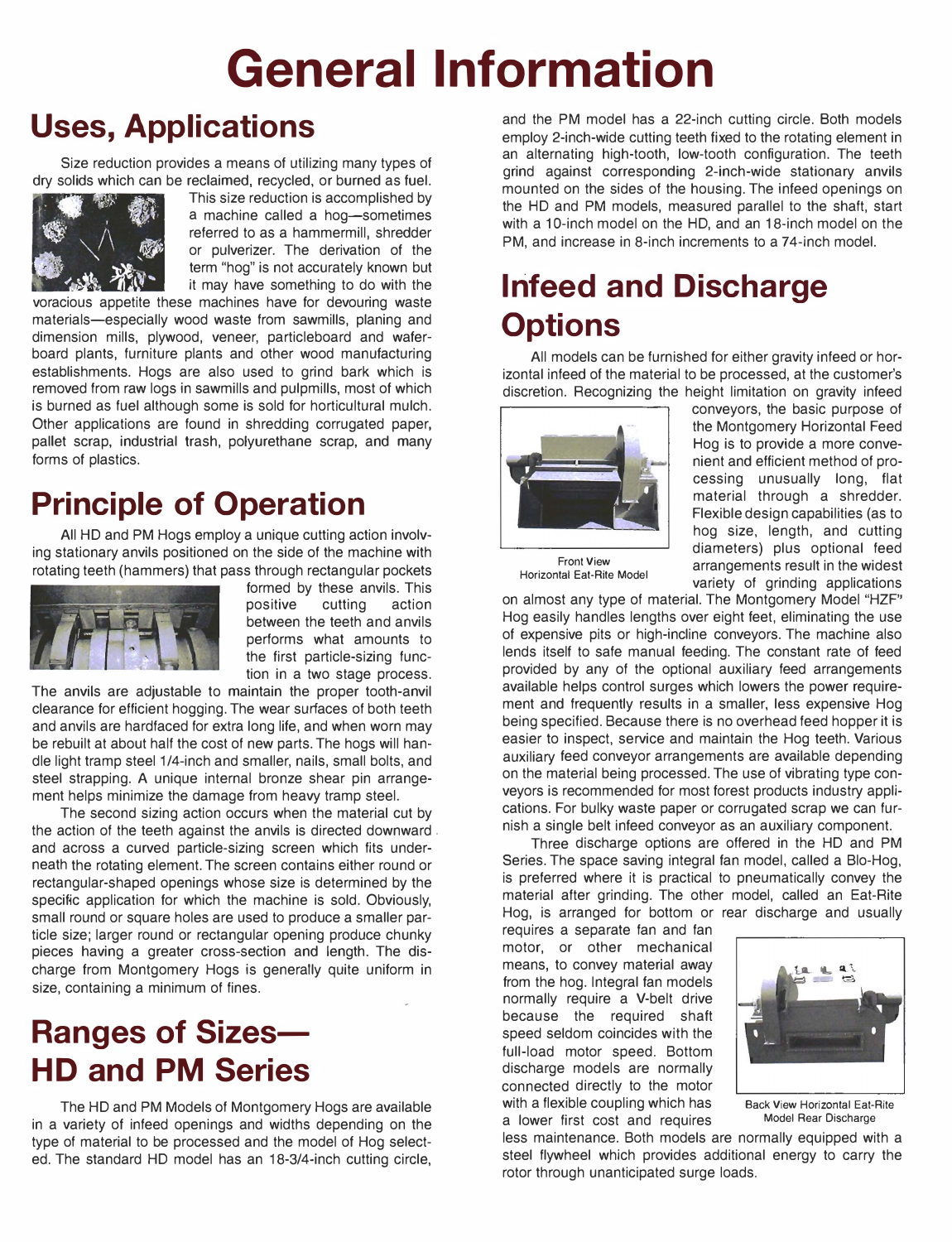# General Information

## Uses, Applications

Size reduction provides a means of utilizing many types of dry solids which can be reclaimed, recycled, or burned as fuel. This size reduction is accomplished by a machine called a hog—sometimes referred to as a hammermill, shredder or pulverizer. The derivation of the term "hog" is not accurately known but it may have something to do with the voracious appetite these machines have for devouring waste materials—especially wood waste from sawmills, planing and dimension mills, plywood, veneer, particleboard and waferboard plants, furniture plants and other wood manufacturing establishments. Hogs are also used to grind bark which is removed from raw logs in sawmills and pulpmills, most of which is burned as fuel although some is sold for horticultural mulch. Other applications are found in shredding corrugated paper, pallet scrap, industrial trash, polyurethane scrap, and many forms of plastics.

## Principle of Operation

All HD and PM Hogs employ a unique cutting action involving stationary anvils positioned on the side of the machine with rotating teeth (hammers) that pass through rectangular pockets formed by these anvils. This positive cutting action between the teeth and anvils performs what amounts to the first particle-sizing function in a two stage process. The anvils are adjustable to maintain the proper tooth-anvil clearance for efficient hogging. The wear surfaces of both teeth and anvils are hardfaced for extra long life, and when worn may be rebuilt at about half the cost of new parts. The hogs will handle light tramp steel 1/4-inch and smaller, nails, small bolts, and steel strapping. A unique internal bronze shear pin arrangement helps minimize the damage from heavy tramp steel.

The second sizing action occurs when the material cut by the action of the teeth against the anvils is directed downward and across a curved particle-sizing screen which fits underneath the rotating element. The screen contains either round or rectangular-shaped openings whose size is determined by the specific application for which the machine is sold. Obviously, small round or square holes are used to produce a smaller particle size; larger round or rectangular opening produce chunky pieces having a greater cross-section and length. The discharge from Montgomery Hogs is generally quite uniform in size, containing a minimum of fines.

## Ranges of Sizes— HD and PM Series

The HD and PM Models of Montgomery Hogs are available in a variety of infeed openings and widths depending on the type of material to be processed and the model of Hog selected. The standard HD model has an 18-3/4-inch cutting circle, and the PM model has a 22-inch cutting circle. Both models employ 2-inch-wide cutting teeth fixed to the rotating element in an alternating high-tooth, low-tooth configuration. The teeth grind against corresponding 2-inch-wide stationary anvils mounted on the sides of the housing. The infeed openings on the HD and PM models, measured parallel to the shaft, start with a 10-inch model on the HD, and an 18-inch model on the PM, and increase in 8-inch increments to a 74-inch model.

## Infeed and Discharge Options

All models can be furnished for either gravity infeed or horizontal infeed of the material to be processed, at the customer's discretion. Recognizing the height limitation on gravity infeed conveyors, the basic purpose of the Montgomery Horizontal Feed Hog is to provide a more convenient and efficient method of processing unusually long, flat material through a shredder. Flexible design capabilities (as to hog size, length, and cutting diameters) plus optional feed arrangements result in the widest variety of grinding applications on almost any type of material. The Montgomery Model "HZF" Hog easily handles lengths over eight feet, eliminating the use of expensive pits or high-incline conveyors. The machine also lends itself to safe manual feeding. The constant rate of feed provided by any of the optional auxiliary feed arrangements available helps control surges which lowers the power requirement and frequently results in a smaller, less expensive Hog being specified. Because there is no overhead feed hopper it is easier to inspect, service and maintain the Hog teeth. Various auxiliary feed conveyor arrangements are available depending on the material being processed. The use of vibrating type conveyors is recommended for most forest products industry applications. For bulky waste paper or corrugated scrap we can furnish a single belt infeed conveyor as an auxiliary component.

Front View
Horizontal Eat-Rite Model

Three discharge options are offered in the HD and PM Series. The space saving integral fan model, called a Blo-Hog, is preferred where it is practical to pneumatically convey the material after grinding. The other model, called an Eat-Rite Hog, is arranged for bottom or rear discharge and usually requires a separate fan and fan motor, or other mechanical means, to convey material away from the hog. Integral fan models normally require a V-belt drive because the required shaft speed seldom coincides with the full-load motor speed. Bottom discharge models are normally connected directly to the motor with a flexible coupling which has a lower first cost and requires less maintenance. Both models are normally equipped with a steel flywheel which provides additional energy to carry the rotor through unanticipated surge loads.

Back View Horizontal Eat-Rite Model Rear Discharge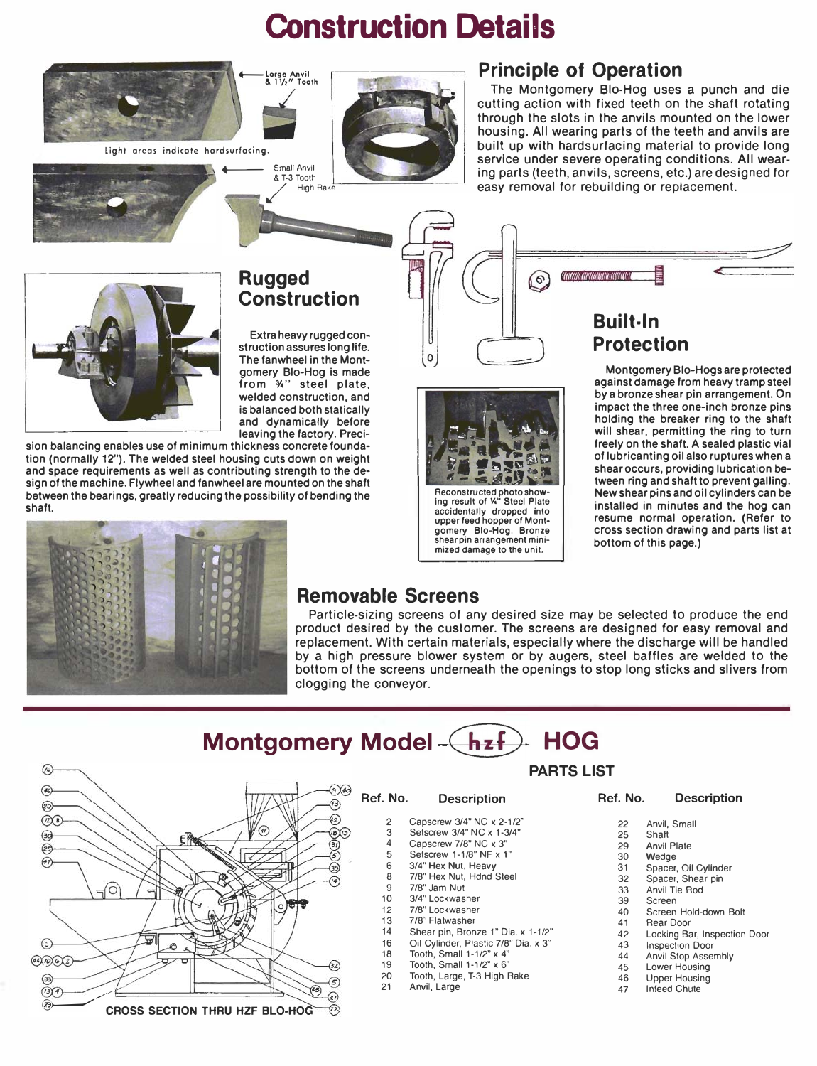# Construction Details

Large Anvil & 1½" Tooth

Light areas indicate hardsurfacing.

Small Anvil & T-3 Tooth High Rake

## Principle of Operation

The Montgomery Blo-Hog uses a punch and die cutting action with fixed teeth on the shaft rotating through the slots in the anvils mounted on the lower housing. All wearing parts of the teeth and anvils are built up with hardsurfacing material to provide long service under severe operating conditions. All wearing parts (teeth, anvils, screens, etc.) are designed for easy removal for rebuilding or replacement.

## Rugged Construction

Extra heavy rugged construction assures long life. The fanwheel in the Montgomery Blo-Hog is made from ¾" steel plate, welded construction, and is balanced both statically and dynamically before leaving the factory. Precision balancing enables use of minimum thickness concrete foundation (normally 12"). The welded steel housing cuts down on weight and space requirements as well as contributing strength to the design of the machine. Flywheel and fanwheel are mounted on the shaft between the bearings, greatly reducing the possibility of bending the shaft.

Reconstructed photo showing result of ¼" Steel Plate accidentally dropped into upper feed hopper of Montgomery Blo-Hog. Bronze shear pin arrangement minimized damage to the unit.

## Built-In Protection

Montgomery Blo-Hogs are protected against damage from heavy tramp steel by a bronze shear pin arrangement. On impact the three one-inch bronze pins holding the breaker ring to the shaft will shear, permitting the ring to turn freely on the shaft. A sealed plastic vial of lubricanting oil also ruptures when a shear occurs, providing lubrication between ring and shaft to prevent galling. New shear pins and oil cylinders can be installed in minutes and the hog can resume normal operation. (Refer to cross section drawing and parts list at bottom of this page.)

## Removable Screens

Particle-sizing screens of any desired size may be selected to produce the end product desired by the customer. The screens are designed for easy removal and replacement. With certain materials, especially where the discharge will be handled by a high pressure blower system or by augers, steel baffles are welded to the bottom of the screens underneath the openings to stop long sticks and slivers from clogging the conveyor.

# Montgomery Model hzf HOG

CROSS SECTION THRU HZF BLO-HOG

### PARTS LIST

| Ref. No. | Description |
|---|---|
| 2 | Capscrew 3/4" NC x 2-1/2" |
| 3 | Setscrew 3/4" NC x 1-3/4" |
| 4 | Capscrew 7/8" NC x 3" |
| 5 | Setscrew 1-1/8" NF x 1" |
| 6 | 3/4" Hex Nut, Heavy |
| 8 | 7/8" Hex Nut, Hdnd Steel |
| 9 | 7/8" Jam Nut |
| 10 | 3/4" Lockwasher |
| 12 | 7/8" Lockwasher |
| 13 | 7/8" Flatwasher |
| 14 | Shear pin, Bronze 1" Dia. x 1-1/2" |
| 16 | Oil Cylinder, Plastic 7/8" Dia. x 3" |
| 18 | Tooth, Small 1-1/2" x 4" |
| 19 | Tooth, Small 1-1/2" x 6" |
| 20 | Tooth, Large, T-3 High Rake |
| 21 | Anvil, Large |
| 22 | Anvil, Small |
| 25 | Shaft |
| 29 | Anvil Plate |
| 30 | Wedge |
| 31 | Spacer, Oil Cylinder |
| 32 | Spacer, Shear pin |
| 33 | Anvil Tie Rod |
| 39 | Screen |
| 40 | Screen Hold-down Bolt |
| 41 | Rear Door |
| 42 | Locking Bar, Inspection Door |
| 43 | Inspection Door |
| 44 | Anvil Stop Assembly |
| 45 | Lower Housing |
| 46 | Upper Housing |
| 47 | Infeed Chute |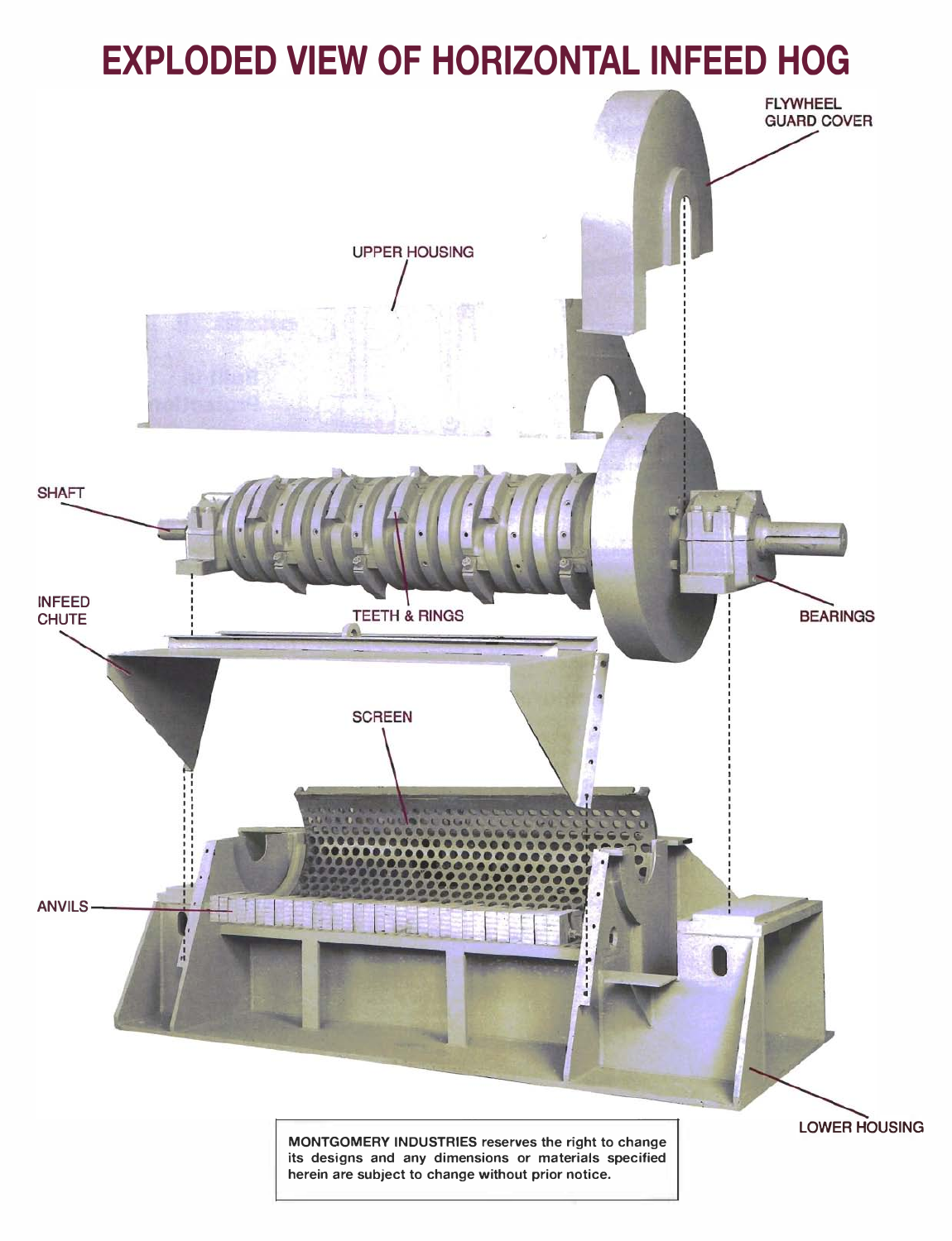# EXPLODED VIEW OF HORIZONTAL INFEED HOG

FLYWHEEL GUARD COVER

UPPER HOUSING

SHAFT

TEETH & RINGS

BEARINGS

INFEED CHUTE

SCREEN

ANVILS

LOWER HOUSING

**MONTGOMERY INDUSTRIES** reserves the right to change its designs and any dimensions or materials specified herein are subject to change without prior notice.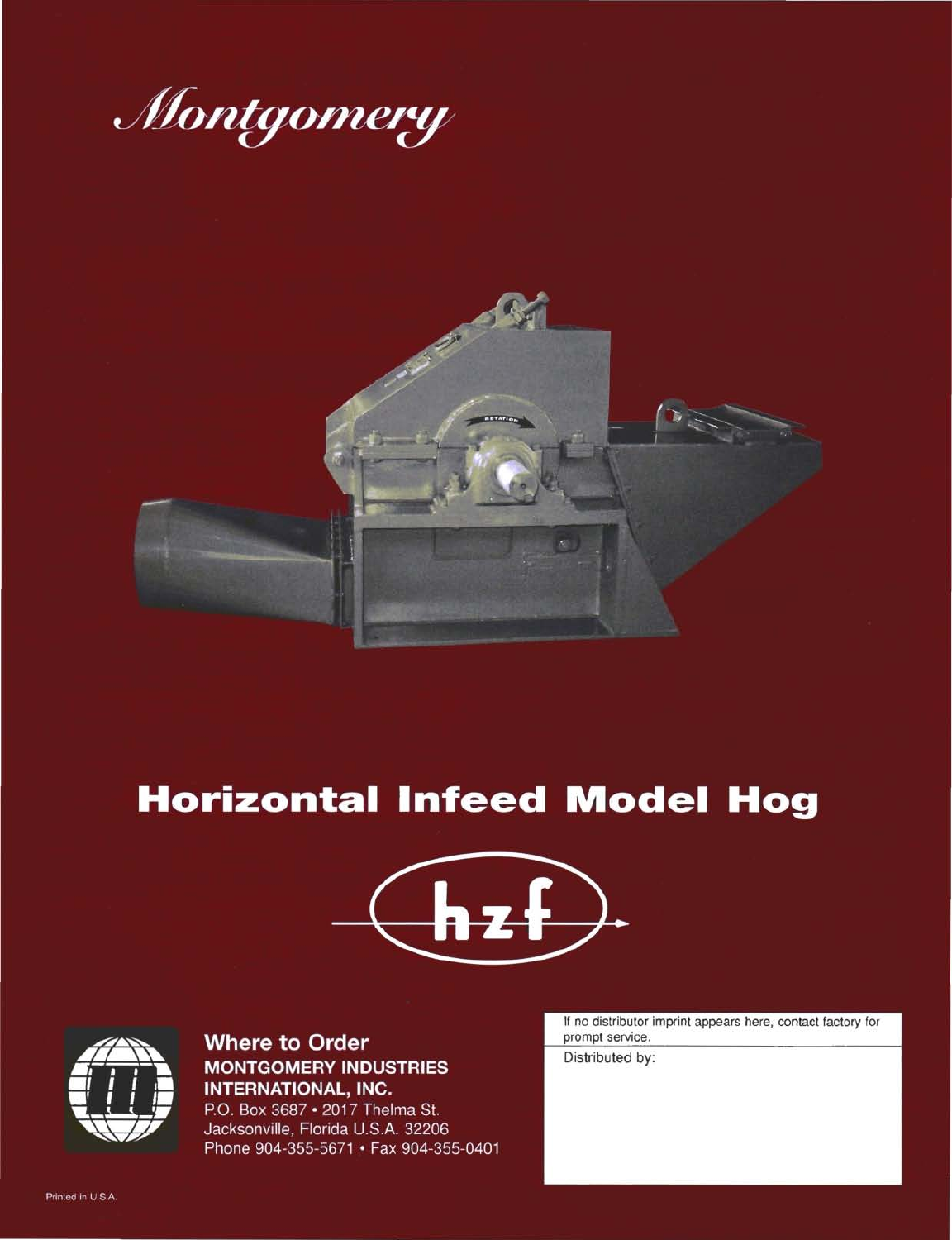# Montgomery

## Horizontal Infeed Model Hog

hzf

**Where to Order**
**MONTGOMERY INDUSTRIES INTERNATIONAL, INC.**
P.O. Box 3687 • 2017 Thelma St.
Jacksonville, Florida U.S.A. 32206
Phone 904-355-5671 • Fax 904-355-0401

If no distributor imprint appears here, contact factory for prompt service.

Distributed by:

Printed in U.S.A.